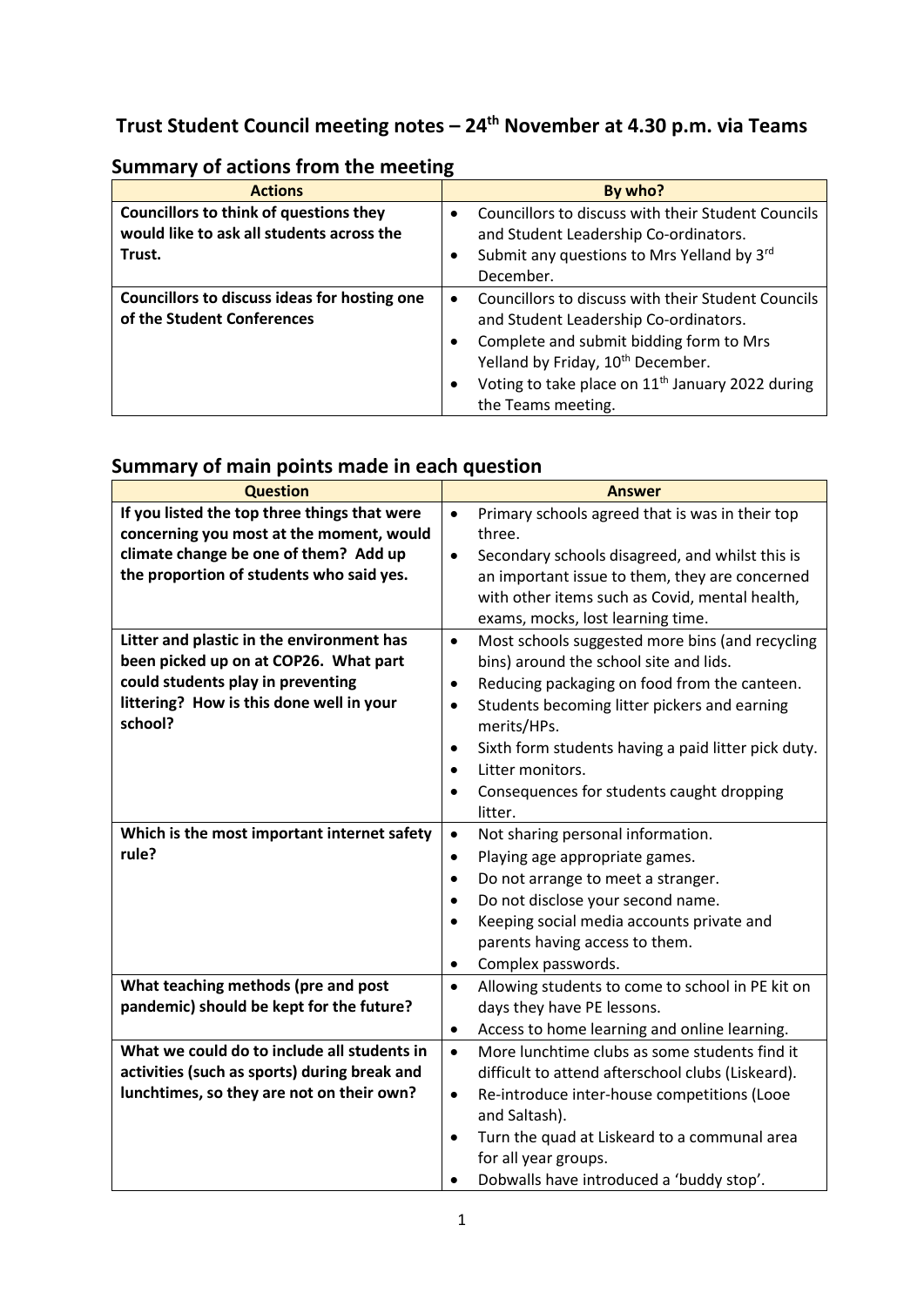# Trust Student Council meeting notes – 24th November at 4.30 p.m. via Teams

## Summary of actions from the meeting

| Actions | By who? |
| --- | --- |
| **Councillors to think of questions they would like to ask all students across the Trust.** | • Councillors to discuss with their Student Councils and Student Leadership Co-ordinators.<br>• Submit any questions to Mrs Yelland by 3rd December. |
| **Councillors to discuss ideas for hosting one of the Student Conferences** | • Councillors to discuss with their Student Councils and Student Leadership Co-ordinators.<br>• Complete and submit bidding form to Mrs Yelland by Friday, 10th December.<br>• Voting to take place on 11th January 2022 during the Teams meeting. |

## Summary of main points made in each question

| Question | Answer |
| --- | --- |
| **If you listed the top three things that were concerning you most at the moment, would climate change be one of them? Add up the proportion of students who said yes.** | • Primary schools agreed that is was in their top three.<br>• Secondary schools disagreed, and whilst this is an important issue to them, they are concerned with other items such as Covid, mental health, exams, mocks, lost learning time. |
| **Litter and plastic in the environment has been picked up on at COP26. What part could students play in preventing littering? How is this done well in your school?** | • Most schools suggested more bins (and recycling bins) around the school site and lids.<br>• Reducing packaging on food from the canteen.<br>• Students becoming litter pickers and earning merits/HPs.<br>• Sixth form students having a paid litter pick duty.<br>• Litter monitors.<br>• Consequences for students caught dropping litter. |
| **Which is the most important internet safety rule?** | • Not sharing personal information.<br>• Playing age appropriate games.<br>• Do not arrange to meet a stranger.<br>• Do not disclose your second name.<br>• Keeping social media accounts private and parents having access to them.<br>• Complex passwords. |
| **What teaching methods (pre and post pandemic) should be kept for the future?** | • Allowing students to come to school in PE kit on days they have PE lessons.<br>• Access to home learning and online learning. |
| **What we could do to include all students in activities (such as sports) during break and lunchtimes, so they are not on their own?** | • More lunchtime clubs as some students find it difficult to attend afterschool clubs (Liskeard).<br>• Re-introduce inter-house competitions (Looe and Saltash).<br>• Turn the quad at Liskeard to a communal area for all year groups.<br>• Dobwalls have introduced a 'buddy stop'. |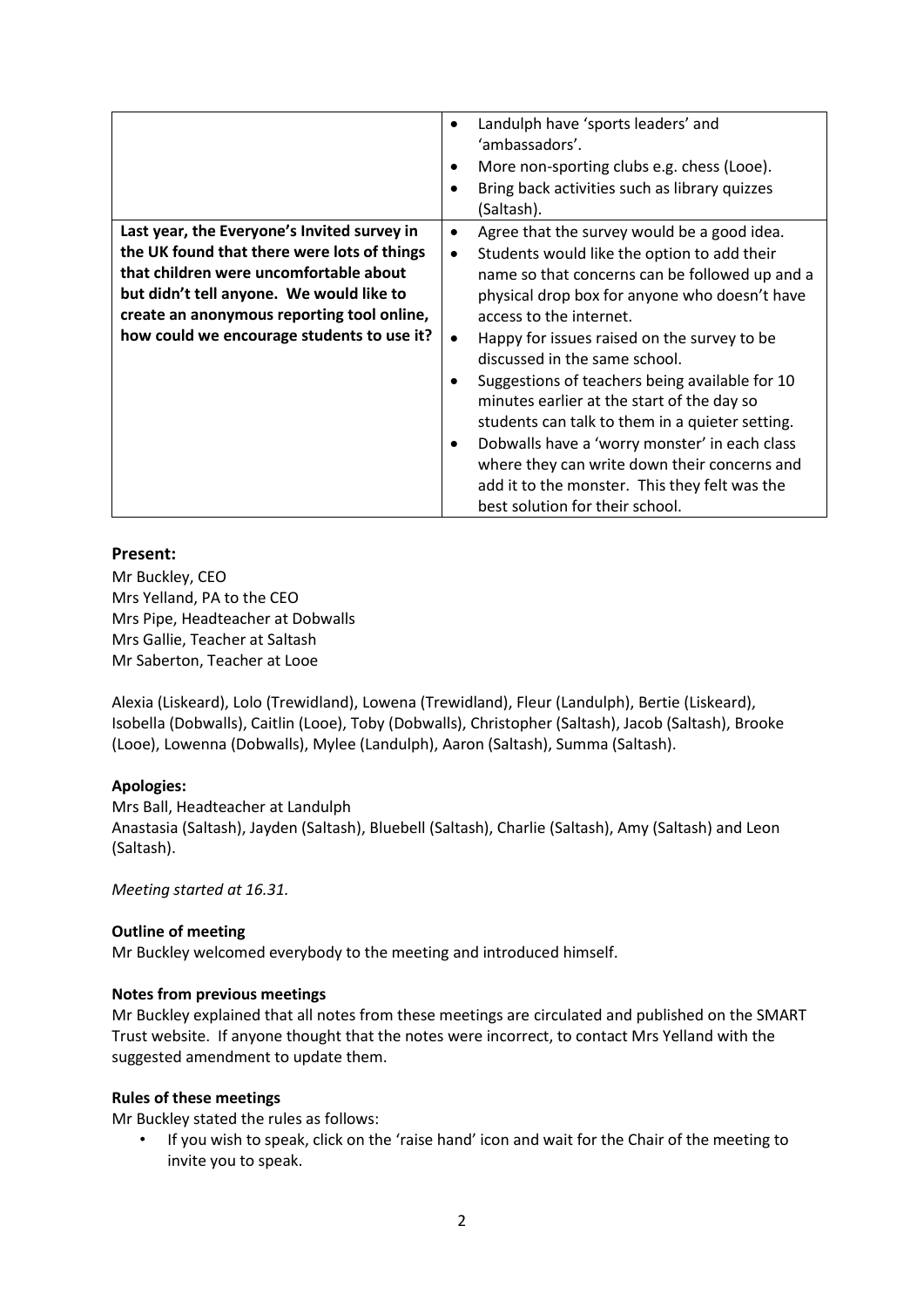| | |
|---|---|
| | • Landulph have 'sports leaders' and 'ambassadors'.<br>• More non-sporting clubs e.g. chess (Looe).<br>• Bring back activities such as library quizzes (Saltash). |
| **Last year, the Everyone's Invited survey in the UK found that there were lots of things that children were uncomfortable about but didn't tell anyone. We would like to create an anonymous reporting tool online, how could we encourage students to use it?** | • Agree that the survey would be a good idea.<br>• Students would like the option to add their name so that concerns can be followed up and a physical drop box for anyone who doesn't have access to the internet.<br>• Happy for issues raised on the survey to be discussed in the same school.<br>• Suggestions of teachers being available for 10 minutes earlier at the start of the day so students can talk to them in a quieter setting.<br>• Dobwalls have a 'worry monster' in each class where they can write down their concerns and add it to the monster. This they felt was the best solution for their school. |

## Present:

Mr Buckley, CEO
Mrs Yelland, PA to the CEO
Mrs Pipe, Headteacher at Dobwalls
Mrs Gallie, Teacher at Saltash
Mr Saberton, Teacher at Looe

Alexia (Liskeard), Lolo (Trewidland), Lowena (Trewidland), Fleur (Landulph), Bertie (Liskeard), Isobella (Dobwalls), Caitlin (Looe), Toby (Dobwalls), Christopher (Saltash), Jacob (Saltash), Brooke (Looe), Lowenna (Dobwalls), Mylee (Landulph), Aaron (Saltash), Summa (Saltash).

**Apologies:**

Mrs Ball, Headteacher at Landulph
Anastasia (Saltash), Jayden (Saltash), Bluebell (Saltash), Charlie (Saltash), Amy (Saltash) and Leon (Saltash).

*Meeting started at 16.31.*

**Outline of meeting**

Mr Buckley welcomed everybody to the meeting and introduced himself.

**Notes from previous meetings**

Mr Buckley explained that all notes from these meetings are circulated and published on the SMART Trust website. If anyone thought that the notes were incorrect, to contact Mrs Yelland with the suggested amendment to update them.

**Rules of these meetings**

Mr Buckley stated the rules as follows:

- If you wish to speak, click on the 'raise hand' icon and wait for the Chair of the meeting to invite you to speak.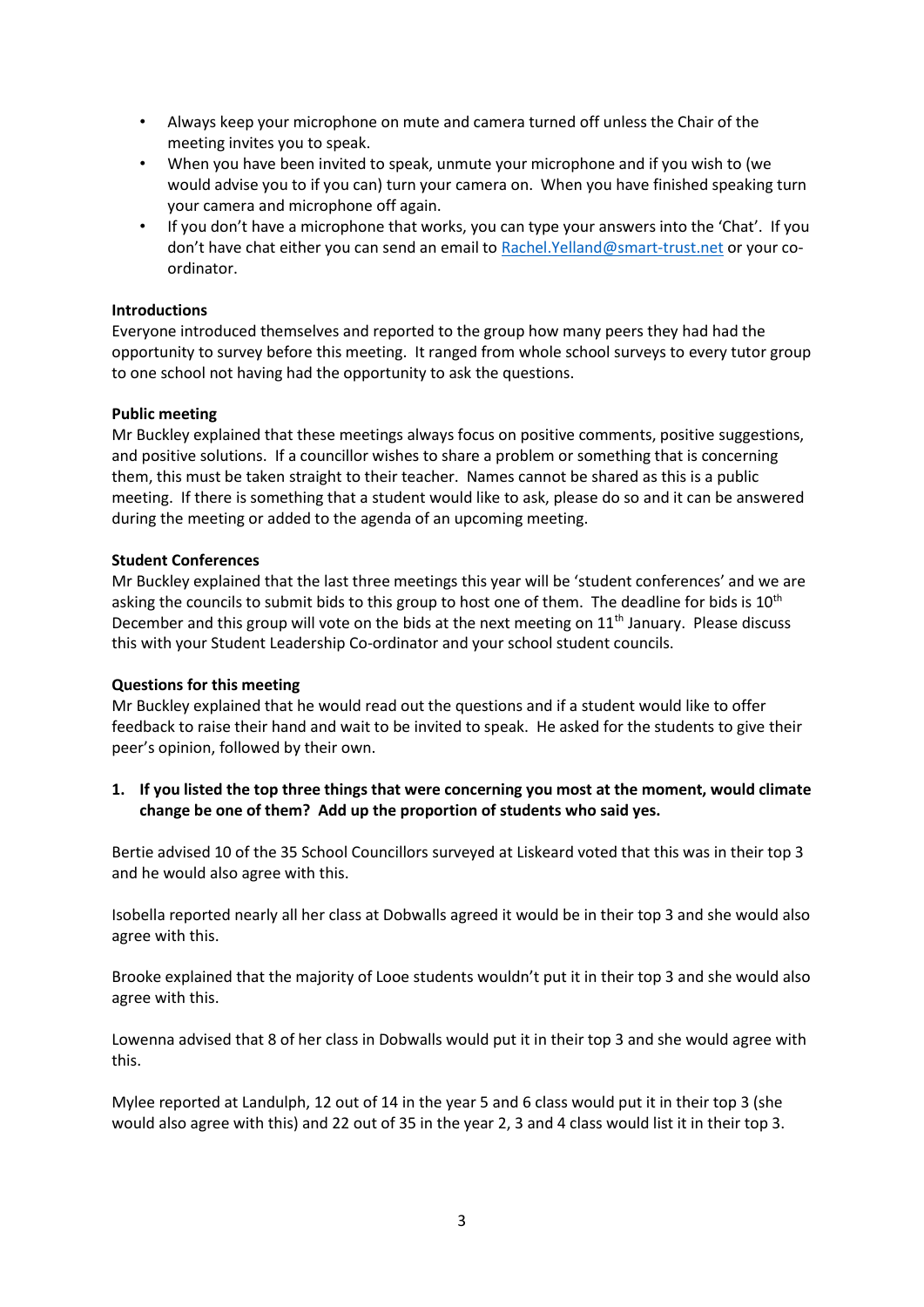- Always keep your microphone on mute and camera turned off unless the Chair of the meeting invites you to speak.
- When you have been invited to speak, unmute your microphone and if you wish to (we would advise you to if you can) turn your camera on. When you have finished speaking turn your camera and microphone off again.
- If you don't have a microphone that works, you can type your answers into the 'Chat'. If you don't have chat either you can send an email to Rachel.Yelland@smart-trust.net or your co-ordinator.

**Introductions**

Everyone introduced themselves and reported to the group how many peers they had had the opportunity to survey before this meeting. It ranged from whole school surveys to every tutor group to one school not having had the opportunity to ask the questions.

**Public meeting**

Mr Buckley explained that these meetings always focus on positive comments, positive suggestions, and positive solutions. If a councillor wishes to share a problem or something that is concerning them, this must be taken straight to their teacher. Names cannot be shared as this is a public meeting. If there is something that a student would like to ask, please do so and it can be answered during the meeting or added to the agenda of an upcoming meeting.

**Student Conferences**

Mr Buckley explained that the last three meetings this year will be 'student conferences' and we are asking the councils to submit bids to this group to host one of them. The deadline for bids is 10th December and this group will vote on the bids at the next meeting on 11th January. Please discuss this with your Student Leadership Co-ordinator and your school student councils.

**Questions for this meeting**

Mr Buckley explained that he would read out the questions and if a student would like to offer feedback to raise their hand and wait to be invited to speak. He asked for the students to give their peer's opinion, followed by their own.

1. **If you listed the top three things that were concerning you most at the moment, would climate change be one of them? Add up the proportion of students who said yes.**

Bertie advised 10 of the 35 School Councillors surveyed at Liskeard voted that this was in their top 3 and he would also agree with this.

Isobella reported nearly all her class at Dobwalls agreed it would be in their top 3 and she would also agree with this.

Brooke explained that the majority of Looe students wouldn't put it in their top 3 and she would also agree with this.

Lowenna advised that 8 of her class in Dobwalls would put it in their top 3 and she would agree with this.

Mylee reported at Landulph, 12 out of 14 in the year 5 and 6 class would put it in their top 3 (she would also agree with this) and 22 out of 35 in the year 2, 3 and 4 class would list it in their top 3.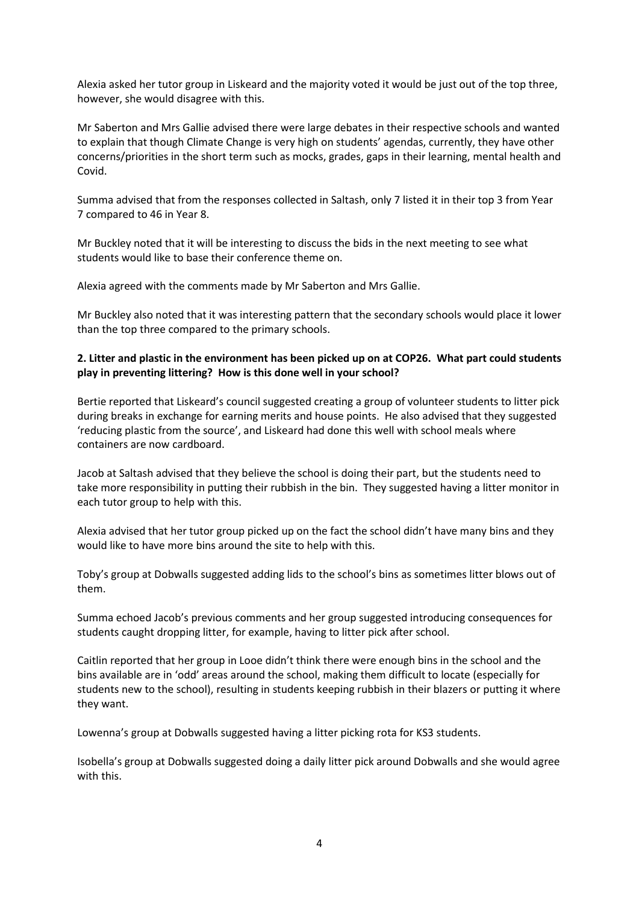Alexia asked her tutor group in Liskeard and the majority voted it would be just out of the top three, however, she would disagree with this.

Mr Saberton and Mrs Gallie advised there were large debates in their respective schools and wanted to explain that though Climate Change is very high on students' agendas, currently, they have other concerns/priorities in the short term such as mocks, grades, gaps in their learning, mental health and Covid.

Summa advised that from the responses collected in Saltash, only 7 listed it in their top 3 from Year 7 compared to 46 in Year 8.

Mr Buckley noted that it will be interesting to discuss the bids in the next meeting to see what students would like to base their conference theme on.

Alexia agreed with the comments made by Mr Saberton and Mrs Gallie.

Mr Buckley also noted that it was interesting pattern that the secondary schools would place it lower than the top three compared to the primary schools.

**2. Litter and plastic in the environment has been picked up on at COP26. What part could students play in preventing littering? How is this done well in your school?**

Bertie reported that Liskeard's council suggested creating a group of volunteer students to litter pick during breaks in exchange for earning merits and house points. He also advised that they suggested 'reducing plastic from the source', and Liskeard had done this well with school meals where containers are now cardboard.

Jacob at Saltash advised that they believe the school is doing their part, but the students need to take more responsibility in putting their rubbish in the bin. They suggested having a litter monitor in each tutor group to help with this.

Alexia advised that her tutor group picked up on the fact the school didn't have many bins and they would like to have more bins around the site to help with this.

Toby's group at Dobwalls suggested adding lids to the school's bins as sometimes litter blows out of them.

Summa echoed Jacob's previous comments and her group suggested introducing consequences for students caught dropping litter, for example, having to litter pick after school.

Caitlin reported that her group in Looe didn't think there were enough bins in the school and the bins available are in 'odd' areas around the school, making them difficult to locate (especially for students new to the school), resulting in students keeping rubbish in their blazers or putting it where they want.

Lowenna's group at Dobwalls suggested having a litter picking rota for KS3 students.

Isobella's group at Dobwalls suggested doing a daily litter pick around Dobwalls and she would agree with this.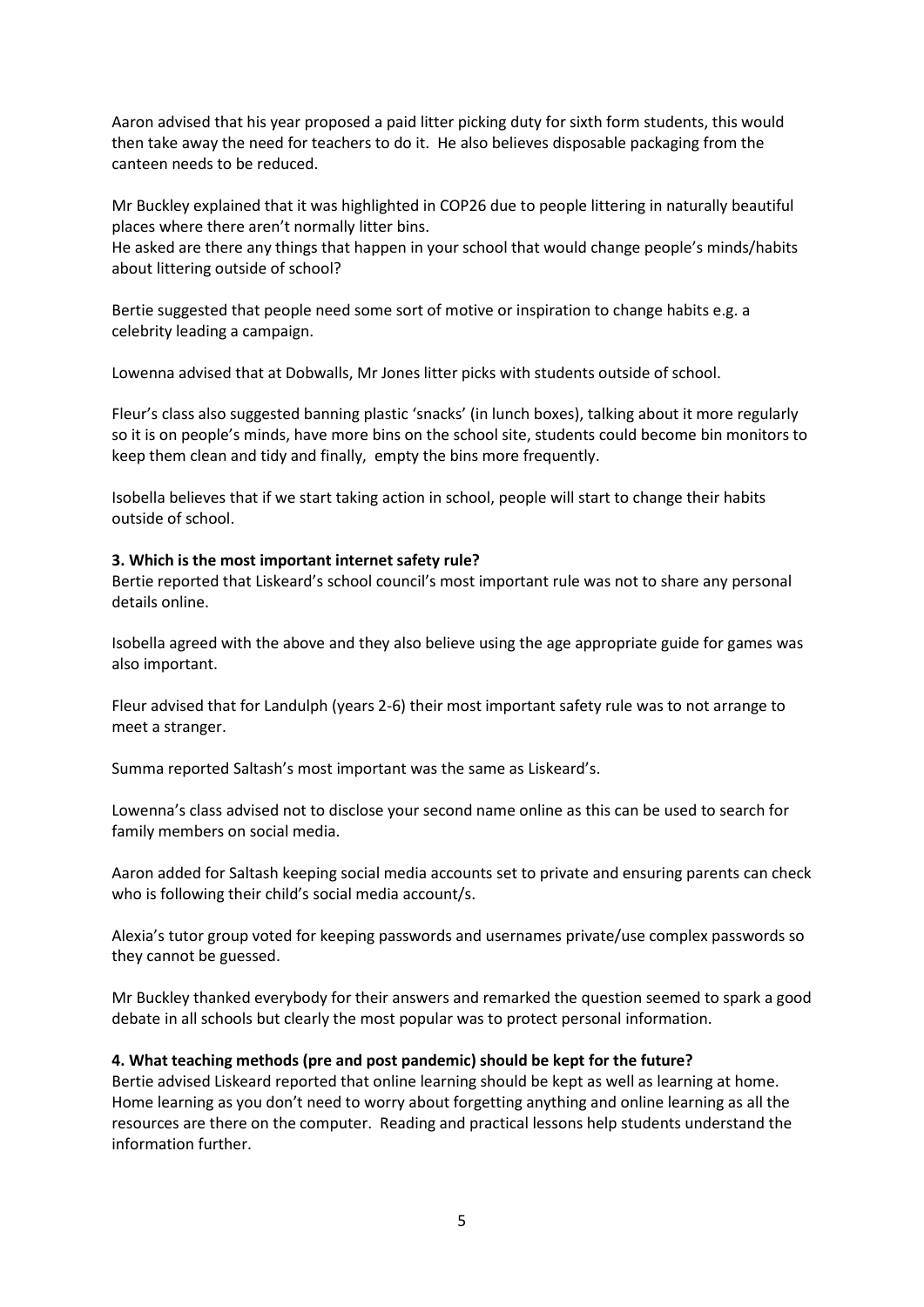Aaron advised that his year proposed a paid litter picking duty for sixth form students, this would then take away the need for teachers to do it. He also believes disposable packaging from the canteen needs to be reduced.

Mr Buckley explained that it was highlighted in COP26 due to people littering in naturally beautiful places where there aren't normally litter bins.
He asked are there any things that happen in your school that would change people's minds/habits about littering outside of school?

Bertie suggested that people need some sort of motive or inspiration to change habits e.g. a celebrity leading a campaign.

Lowenna advised that at Dobwalls, Mr Jones litter picks with students outside of school.

Fleur's class also suggested banning plastic 'snacks' (in lunch boxes), talking about it more regularly so it is on people's minds, have more bins on the school site, students could become bin monitors to keep them clean and tidy and finally, empty the bins more frequently.

Isobella believes that if we start taking action in school, people will start to change their habits outside of school.

**3. Which is the most important internet safety rule?**
Bertie reported that Liskeard's school council's most important rule was not to share any personal details online.

Isobella agreed with the above and they also believe using the age appropriate guide for games was also important.

Fleur advised that for Landulph (years 2-6) their most important safety rule was to not arrange to meet a stranger.

Summa reported Saltash's most important was the same as Liskeard's.

Lowenna's class advised not to disclose your second name online as this can be used to search for family members on social media.

Aaron added for Saltash keeping social media accounts set to private and ensuring parents can check who is following their child's social media account/s.

Alexia's tutor group voted for keeping passwords and usernames private/use complex passwords so they cannot be guessed.

Mr Buckley thanked everybody for their answers and remarked the question seemed to spark a good debate in all schools but clearly the most popular was to protect personal information.

**4. What teaching methods (pre and post pandemic) should be kept for the future?**
Bertie advised Liskeard reported that online learning should be kept as well as learning at home. Home learning as you don't need to worry about forgetting anything and online learning as all the resources are there on the computer. Reading and practical lessons help students understand the information further.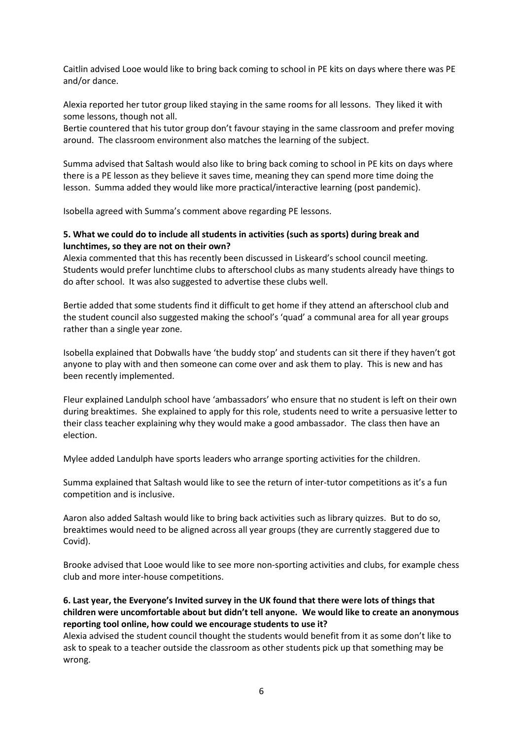Caitlin advised Looe would like to bring back coming to school in PE kits on days where there was PE and/or dance.

Alexia reported her tutor group liked staying in the same rooms for all lessons. They liked it with some lessons, though not all.

Bertie countered that his tutor group don't favour staying in the same classroom and prefer moving around. The classroom environment also matches the learning of the subject.

Summa advised that Saltash would also like to bring back coming to school in PE kits on days where there is a PE lesson as they believe it saves time, meaning they can spend more time doing the lesson. Summa added they would like more practical/interactive learning (post pandemic).

Isobella agreed with Summa's comment above regarding PE lessons.

**5. What we could do to include all students in activities (such as sports) during break and lunchtimes, so they are not on their own?**

Alexia commented that this has recently been discussed in Liskeard's school council meeting. Students would prefer lunchtime clubs to afterschool clubs as many students already have things to do after school. It was also suggested to advertise these clubs well.

Bertie added that some students find it difficult to get home if they attend an afterschool club and the student council also suggested making the school's 'quad' a communal area for all year groups rather than a single year zone.

Isobella explained that Dobwalls have 'the buddy stop' and students can sit there if they haven't got anyone to play with and then someone can come over and ask them to play. This is new and has been recently implemented.

Fleur explained Landulph school have 'ambassadors' who ensure that no student is left on their own during breaktimes. She explained to apply for this role, students need to write a persuasive letter to their class teacher explaining why they would make a good ambassador. The class then have an election.

Mylee added Landulph have sports leaders who arrange sporting activities for the children.

Summa explained that Saltash would like to see the return of inter-tutor competitions as it's a fun competition and is inclusive.

Aaron also added Saltash would like to bring back activities such as library quizzes. But to do so, breaktimes would need to be aligned across all year groups (they are currently staggered due to Covid).

Brooke advised that Looe would like to see more non-sporting activities and clubs, for example chess club and more inter-house competitions.

**6. Last year, the Everyone's Invited survey in the UK found that there were lots of things that children were uncomfortable about but didn't tell anyone. We would like to create an anonymous reporting tool online, how could we encourage students to use it?**

Alexia advised the student council thought the students would benefit from it as some don't like to ask to speak to a teacher outside the classroom as other students pick up that something may be wrong.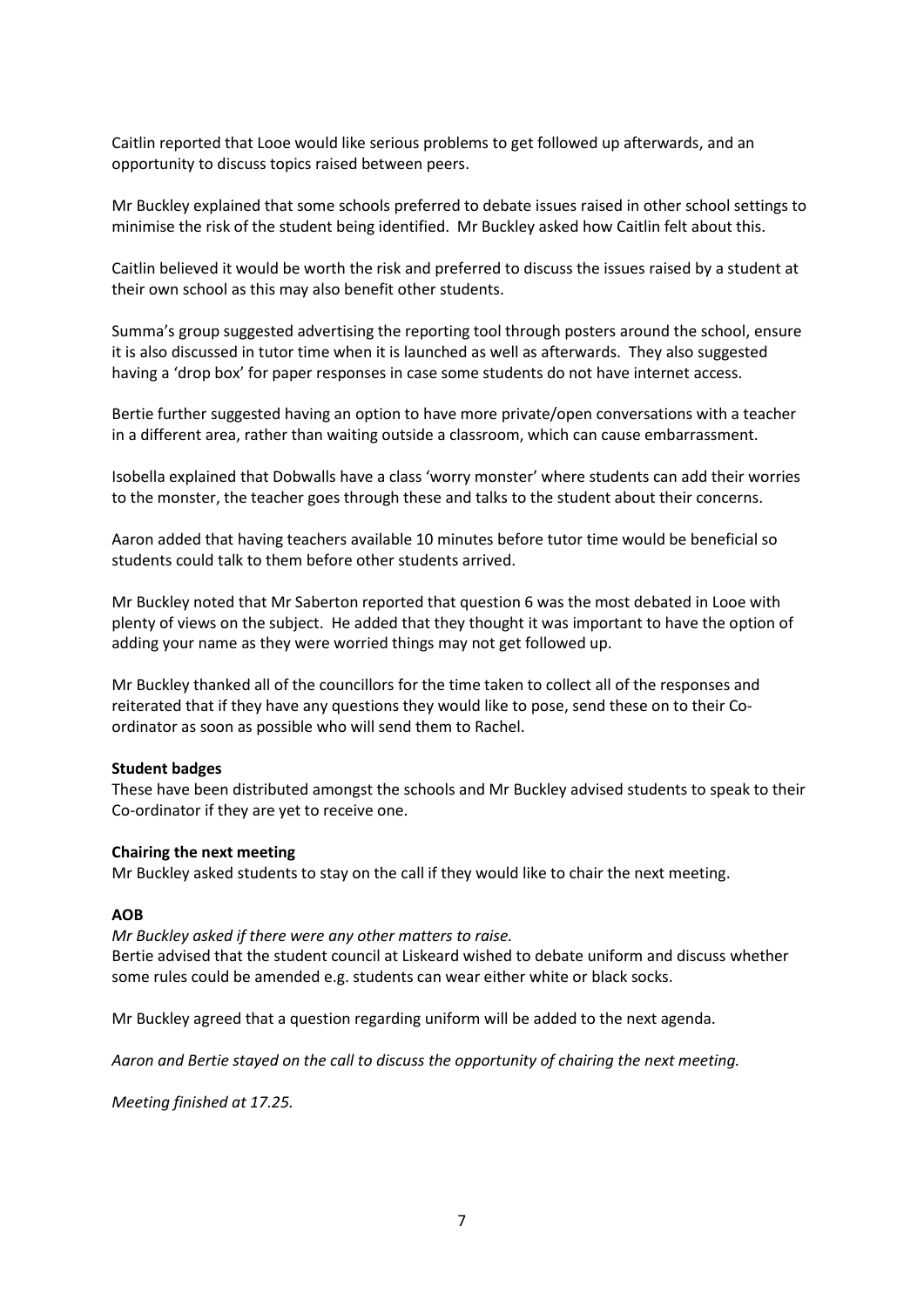Caitlin reported that Looe would like serious problems to get followed up afterwards, and an opportunity to discuss topics raised between peers.

Mr Buckley explained that some schools preferred to debate issues raised in other school settings to minimise the risk of the student being identified. Mr Buckley asked how Caitlin felt about this.

Caitlin believed it would be worth the risk and preferred to discuss the issues raised by a student at their own school as this may also benefit other students.

Summa's group suggested advertising the reporting tool through posters around the school, ensure it is also discussed in tutor time when it is launched as well as afterwards. They also suggested having a 'drop box' for paper responses in case some students do not have internet access.

Bertie further suggested having an option to have more private/open conversations with a teacher in a different area, rather than waiting outside a classroom, which can cause embarrassment.

Isobella explained that Dobwalls have a class 'worry monster' where students can add their worries to the monster, the teacher goes through these and talks to the student about their concerns.

Aaron added that having teachers available 10 minutes before tutor time would be beneficial so students could talk to them before other students arrived.

Mr Buckley noted that Mr Saberton reported that question 6 was the most debated in Looe with plenty of views on the subject. He added that they thought it was important to have the option of adding your name as they were worried things may not get followed up.

Mr Buckley thanked all of the councillors for the time taken to collect all of the responses and reiterated that if they have any questions they would like to pose, send these on to their Co-ordinator as soon as possible who will send them to Rachel.

**Student badges**

These have been distributed amongst the schools and Mr Buckley advised students to speak to their Co-ordinator if they are yet to receive one.

**Chairing the next meeting**

Mr Buckley asked students to stay on the call if they would like to chair the next meeting.

**AOB**

*Mr Buckley asked if there were any other matters to raise.*

Bertie advised that the student council at Liskeard wished to debate uniform and discuss whether some rules could be amended e.g. students can wear either white or black socks.

Mr Buckley agreed that a question regarding uniform will be added to the next agenda.

*Aaron and Bertie stayed on the call to discuss the opportunity of chairing the next meeting.*

*Meeting finished at 17.25.*